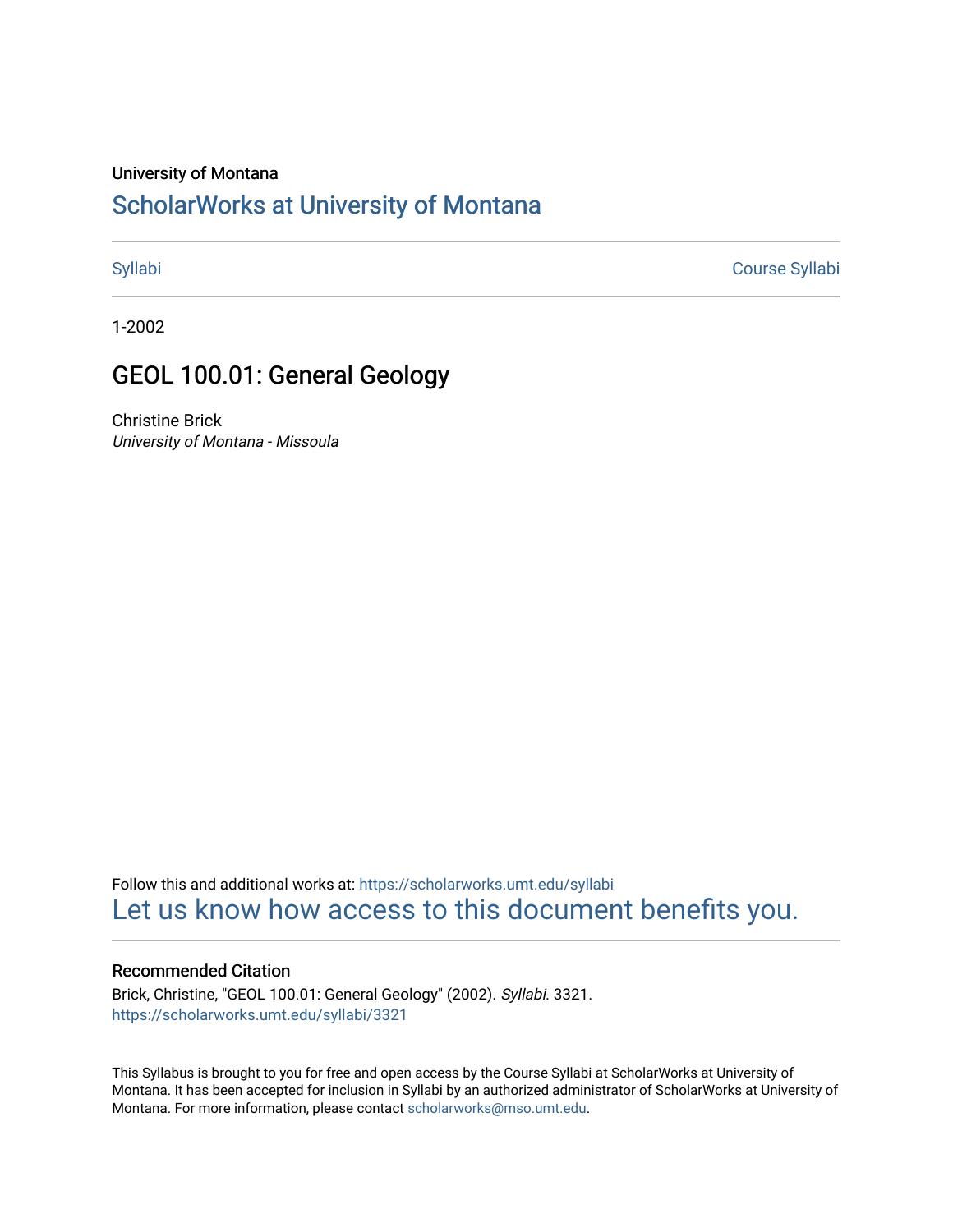University of Montana

# ScholarWorks at University of Montana

Syllabi | Course Syllabi

1-2002

## GEOL 100.01: General Geology

Christine Brick
*University of Montana - Missoula*

Follow this and additional works at: https://scholarworks.umt.edu/syllabi
Let us know how access to this document benefits you.

### Recommended Citation

Brick, Christine, "GEOL 100.01: General Geology" (2002). *Syllabi*. 3321.
https://scholarworks.umt.edu/syllabi/3321

This Syllabus is brought to you for free and open access by the Course Syllabi at ScholarWorks at University of Montana. It has been accepted for inclusion in Syllabi by an authorized administrator of ScholarWorks at University of Montana. For more information, please contact scholarworks@mso.umt.edu.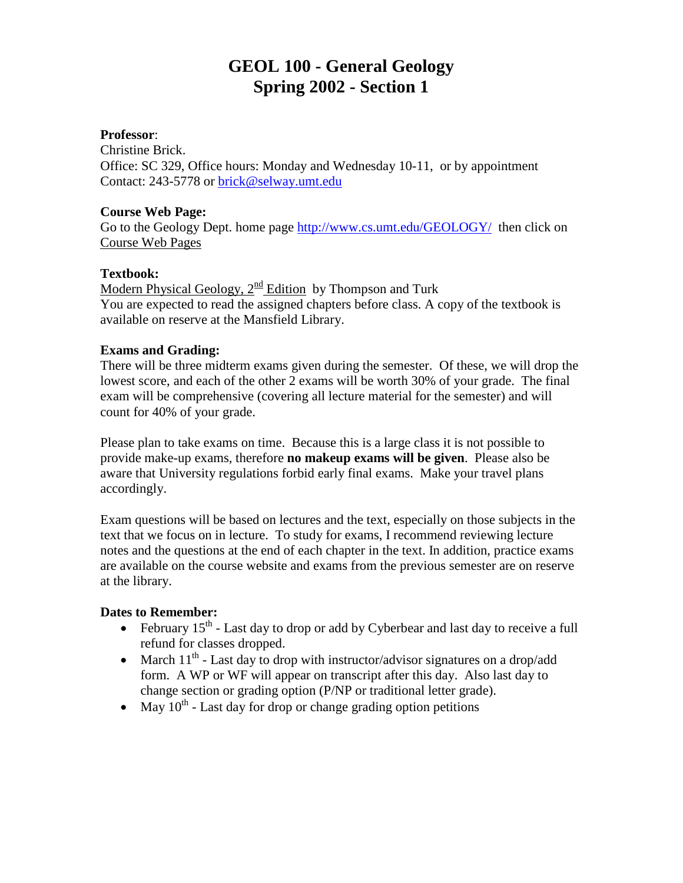# GEOL 100 - General Geology
# Spring 2002 - Section 1

**Professor**:
Christine Brick.
Office: SC 329, Office hours: Monday and Wednesday 10-11, or by appointment
Contact: 243-5778 or brick@selway.umt.edu

**Course Web Page:**
Go to the Geology Dept. home page http://www.cs.umt.edu/GEOLOGY/ then click on Course Web Pages

**Textbook:**
Modern Physical Geology, 2nd Edition by Thompson and Turk
You are expected to read the assigned chapters before class. A copy of the textbook is available on reserve at the Mansfield Library.

**Exams and Grading:**
There will be three midterm exams given during the semester. Of these, we will drop the lowest score, and each of the other 2 exams will be worth 30% of your grade. The final exam will be comprehensive (covering all lecture material for the semester) and will count for 40% of your grade.

Please plan to take exams on time. Because this is a large class it is not possible to provide make-up exams, therefore **no makeup exams will be given**. Please also be aware that University regulations forbid early final exams. Make your travel plans accordingly.

Exam questions will be based on lectures and the text, especially on those subjects in the text that we focus on in lecture. To study for exams, I recommend reviewing lecture notes and the questions at the end of each chapter in the text. In addition, practice exams are available on the course website and exams from the previous semester are on reserve at the library.

**Dates to Remember:**
- February 15th - Last day to drop or add by Cyberbear and last day to receive a full refund for classes dropped.
- March 11th - Last day to drop with instructor/advisor signatures on a drop/add form. A WP or WF will appear on transcript after this day. Also last day to change section or grading option (P/NP or traditional letter grade).
- May 10th - Last day for drop or change grading option petitions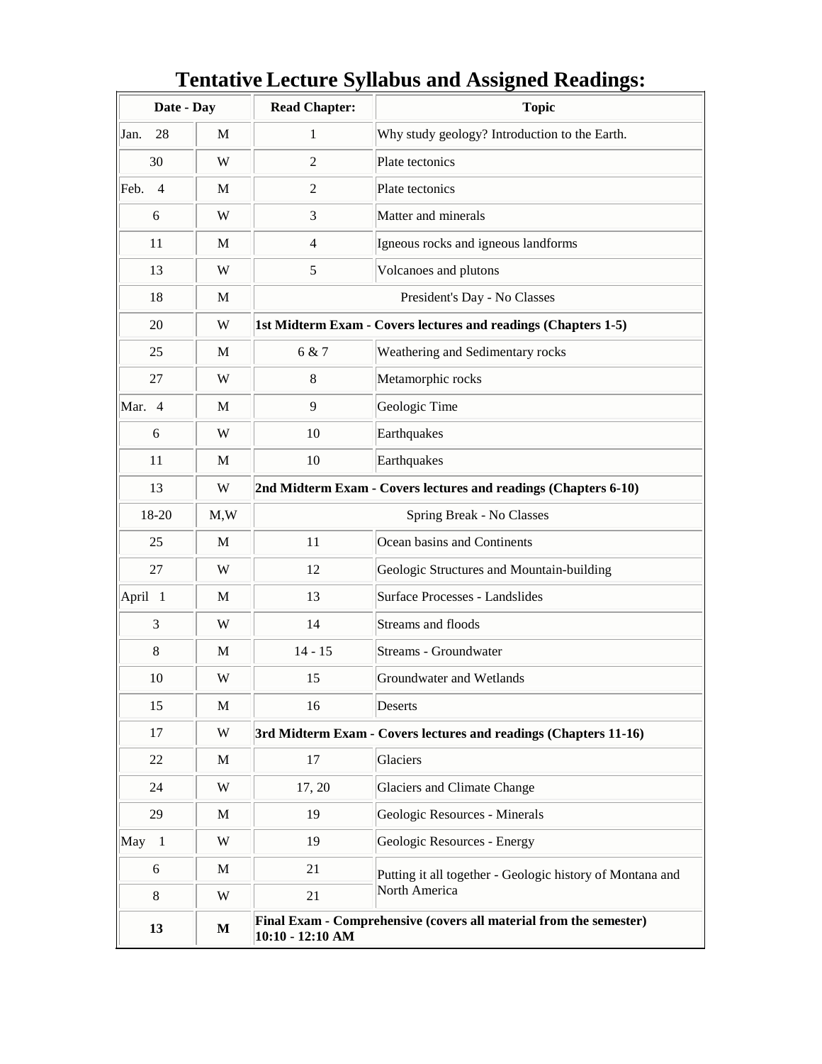# Tentative Lecture Syllabus and Assigned Readings:

| Date - Day | | Read Chapter: | Topic |
|---|---|---|---|
| Jan. 28 | M | 1 | Why study geology? Introduction to the Earth. |
| 30 | W | 2 | Plate tectonics |
| Feb. 4 | M | 2 | Plate tectonics |
| 6 | W | 3 | Matter and minerals |
| 11 | M | 4 | Igneous rocks and igneous landforms |
| 13 | W | 5 | Volcanoes and plutons |
| 18 | M | President's Day - No Classes | |
| 20 | W | **1st Midterm Exam - Covers lectures and readings (Chapters 1-5)** | |
| 25 | M | 6 & 7 | Weathering and Sedimentary rocks |
| 27 | W | 8 | Metamorphic rocks |
| Mar. 4 | M | 9 | Geologic Time |
| 6 | W | 10 | Earthquakes |
| 11 | M | 10 | Earthquakes |
| 13 | W | **2nd Midterm Exam - Covers lectures and readings (Chapters 6-10)** | |
| 18-20 | M,W | Spring Break - No Classes | |
| 25 | M | 11 | Ocean basins and Continents |
| 27 | W | 12 | Geologic Structures and Mountain-building |
| April 1 | M | 13 | Surface Processes - Landslides |
| 3 | W | 14 | Streams and floods |
| 8 | M | 14 - 15 | Streams - Groundwater |
| 10 | W | 15 | Groundwater and Wetlands |
| 15 | M | 16 | Deserts |
| 17 | W | **3rd Midterm Exam - Covers lectures and readings (Chapters 11-16)** | |
| 22 | M | 17 | Glaciers |
| 24 | W | 17, 20 | Glaciers and Climate Change |
| 29 | M | 19 | Geologic Resources - Minerals |
| May 1 | W | 19 | Geologic Resources - Energy |
| 6 | M | 21 | Putting it all together - Geologic history of Montana and North America |
| 8 | W | 21 | |
| **13** | **M** | **Final Exam - Comprehensive (covers all material from the semester) 10:10 - 12:10 AM** | |